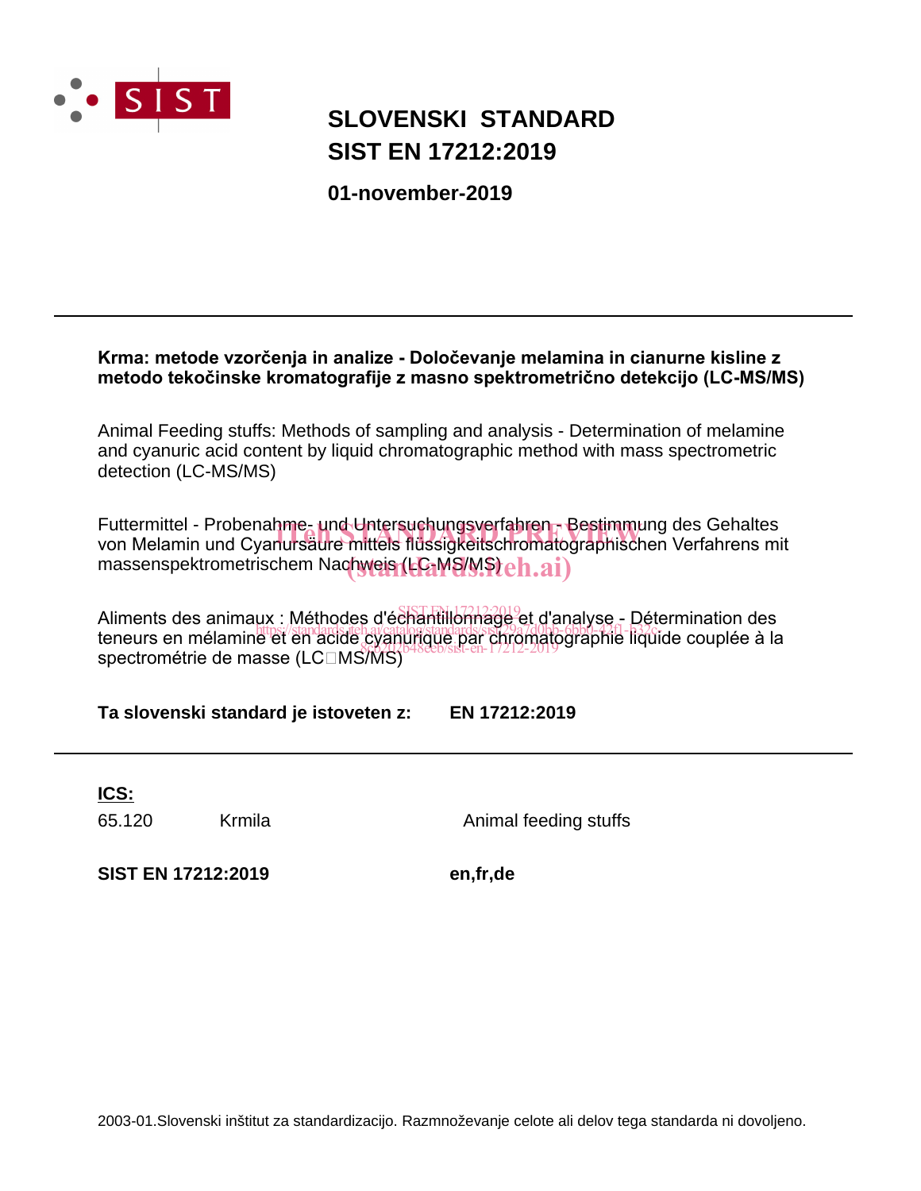# SLOVENSKI STANDARD
# SIST EN 17212:2019

**01-november-2019**

---

**Krma: metode vzorčenja in analize - Določevanje melamina in cianurne kisline z metodo tekočinske kromatografije z masno spektrometrično detekcijo (LC-MS/MS)**

Animal Feeding stuffs: Methods of sampling and analysis - Determination of melamine and cyanuric acid content by liquid chromatographic method with mass spectrometric detection (LC-MS/MS)

Futtermittel - Probenahme- und Untersuchungsverfahren - Bestimmung des Gehaltes von Melamin und Cyanursäure mittels flüssigkeitschromatographischen Verfahrens mit massenspektrometrischem Nachweis (LC-MS/MS)

Aliments des animaux : Méthodes d'échantillonnage et d'analyse - Détermination des teneurs en mélamine et en acide cyanurique par chromatographie liquide couplée à la spectrométrie de masse (LC□MS/MS)

**Ta slovenski standard je istoveten z: EN 17212:2019**

---

**ICS:**

| | | |
|---|---|---|
| 65.120 | Krmila | Animal feeding stuffs |

**SIST EN 17212:2019** **en,fr,de**

2003-01.Slovenski inštitut za standardizacijo. Razmnoževanje celote ali delov tega standarda ni dovoljeno.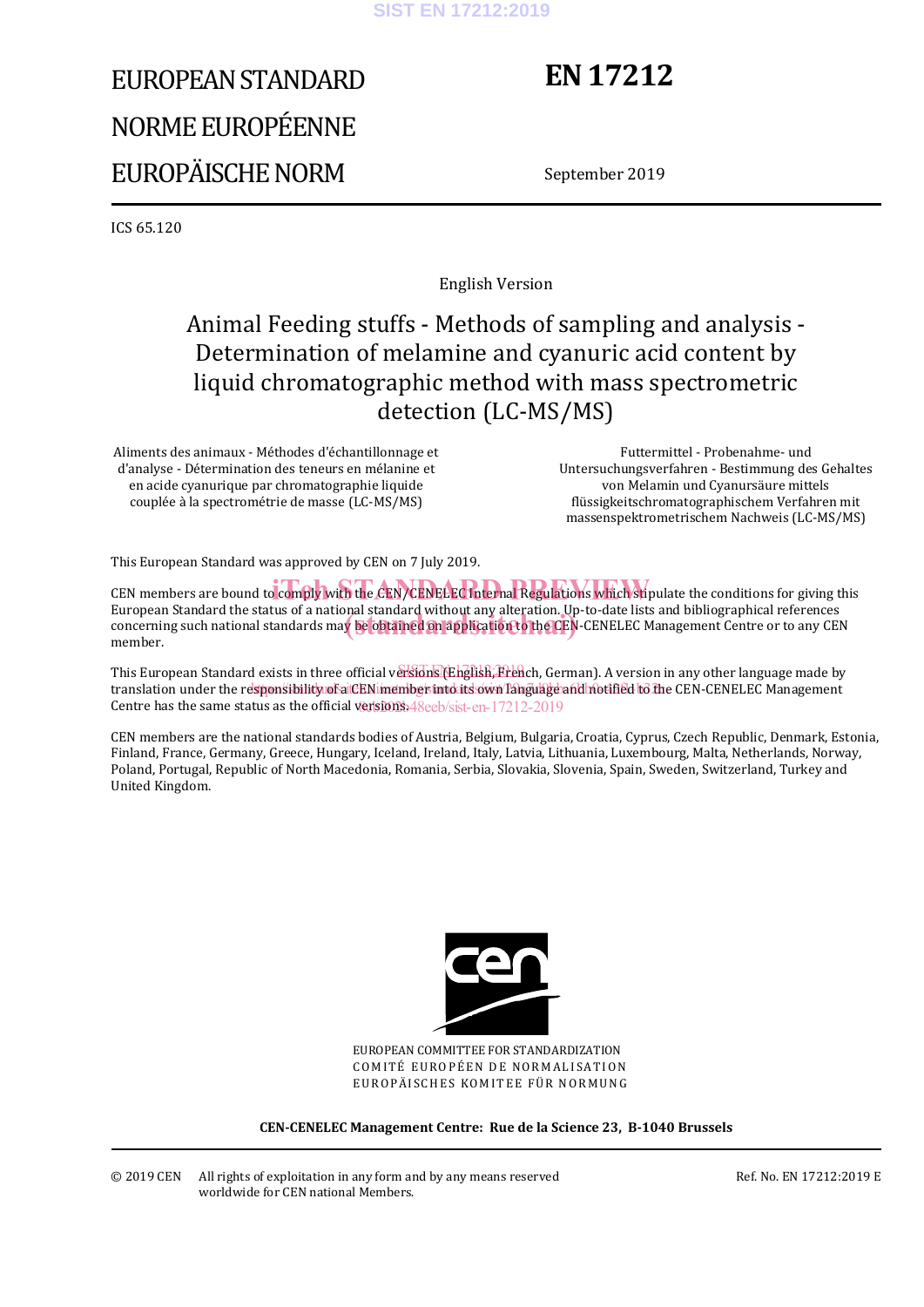# EUROPEAN STANDARD

# NORME EUROPÉENNE

# EUROPÄISCHE NORM

# EN 17212

September 2019

ICS 65.120

English Version

## Animal Feeding stuffs - Methods of sampling and analysis - Determination of melamine and cyanuric acid content by liquid chromatographic method with mass spectrometric detection (LC-MS/MS)

Aliments des animaux - Méthodes d'échantillonnage et d'analyse - Détermination des teneurs en mélanine et en acide cyanurique par chromatographie liquide couplée à la spectrométrie de masse (LC-MS/MS)

Futtermittel - Probenahme- und Untersuchungsverfahren - Bestimmung des Gehaltes von Melamin und Cyanursäure mittels flüssigkeitschromatographischem Verfahren mit massenspektrometrischem Nachweis (LC-MS/MS)

This European Standard was approved by CEN on 7 July 2019.

CEN members are bound to comply with the CEN/CENELEC Internal Regulations which stipulate the conditions for giving this European Standard the status of a national standard without any alteration. Up-to-date lists and bibliographical references concerning such national standards may be obtained on application to the CEN-CENELEC Management Centre or to any CEN member.

This European Standard exists in three official versions (English, French, German). A version in any other language made by translation under the responsibility of a CEN member into its own language and notified to the CEN-CENELEC Management Centre has the same status as the official versions.

CEN members are the national standards bodies of Austria, Belgium, Bulgaria, Croatia, Cyprus, Czech Republic, Denmark, Estonia, Finland, France, Germany, Greece, Hungary, Iceland, Ireland, Italy, Latvia, Lithuania, Luxembourg, Malta, Netherlands, Norway, Poland, Portugal, Republic of North Macedonia, Romania, Serbia, Slovakia, Slovenia, Spain, Sweden, Switzerland, Turkey and United Kingdom.

EUROPEAN COMMITTEE FOR STANDARDIZATION
COMITÉ EUROPÉEN DE NORMALISATION
EUROPÄISCHES KOMITEE FÜR NORMUNG

**CEN-CENELEC Management Centre: Rue de la Science 23, B-1040 Brussels**

© 2019 CEN All rights of exploitation in any form and by any means reserved worldwide for CEN national Members.

Ref. No. EN 17212:2019 E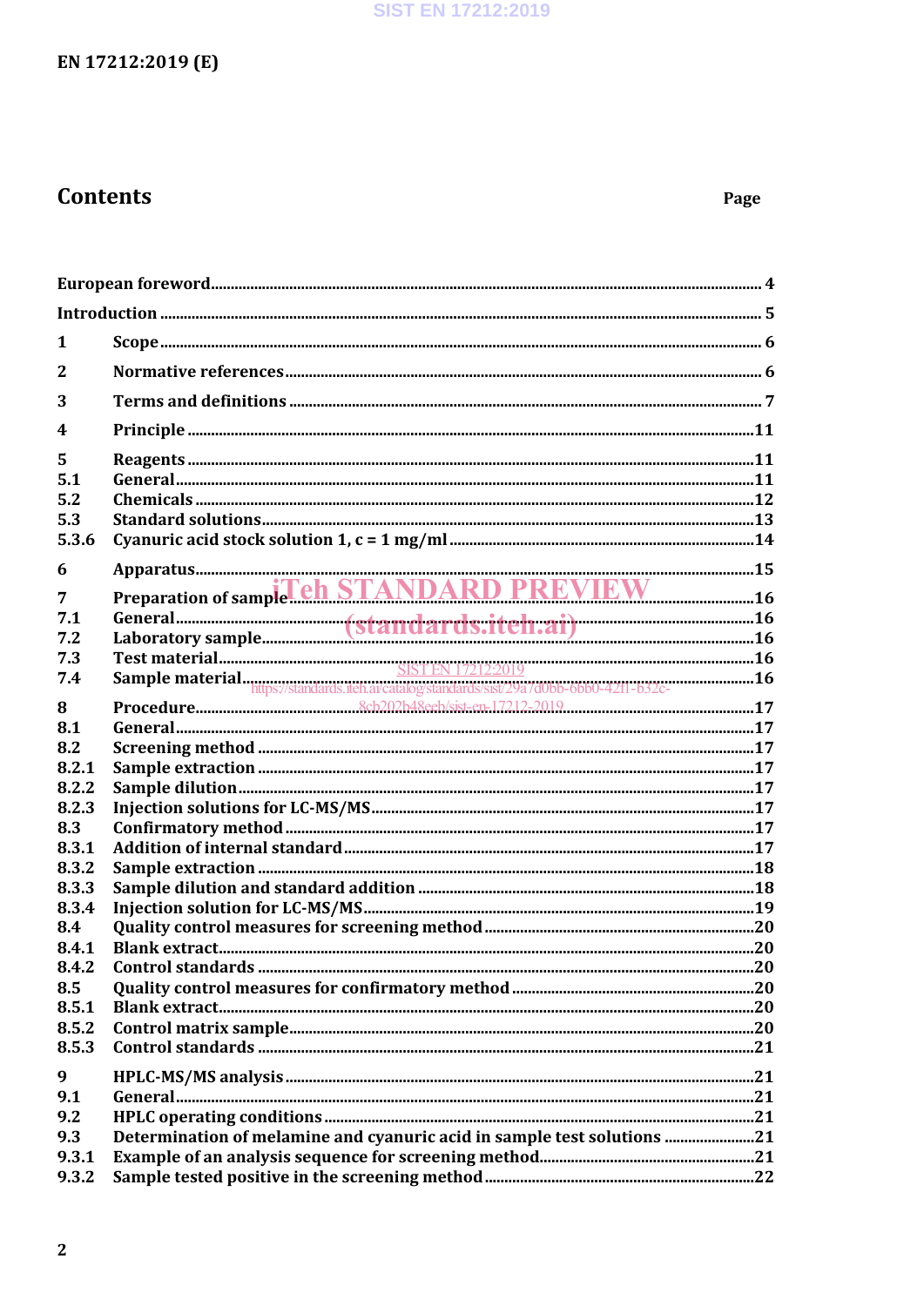# Contents

| | | Page |
|---|---|---|
| European foreword | | 4 |
| Introduction | | 5 |
| 1 | Scope | 6 |
| 2 | Normative references | 6 |
| 3 | Terms and definitions | 7 |
| 4 | Principle | 11 |
| 5 | Reagents | 11 |
| 5.1 | General | 11 |
| 5.2 | Chemicals | 12 |
| 5.3 | Standard solutions | 13 |
| 5.3.6 | Cyanuric acid stock solution 1, c = 1 mg/ml | 14 |
| 6 | Apparatus | 15 |
| 7 | Preparation of sample | 16 |
| 7.1 | General | 16 |
| 7.2 | Laboratory sample | 16 |
| 7.3 | Test material | 16 |
| 7.4 | Sample material | 16 |
| 8 | Procedure | 17 |
| 8.1 | General | 17 |
| 8.2 | Screening method | 17 |
| 8.2.1 | Sample extraction | 17 |
| 8.2.2 | Sample dilution | 17 |
| 8.2.3 | Injection solutions for LC-MS/MS | 17 |
| 8.3 | Confirmatory method | 17 |
| 8.3.1 | Addition of internal standard | 17 |
| 8.3.2 | Sample extraction | 18 |
| 8.3.3 | Sample dilution and standard addition | 18 |
| 8.3.4 | Injection solution for LC-MS/MS | 19 |
| 8.4 | Quality control measures for screening method | 20 |
| 8.4.1 | Blank extract | 20 |
| 8.4.2 | Control standards | 20 |
| 8.5 | Quality control measures for confirmatory method | 20 |
| 8.5.1 | Blank extract | 20 |
| 8.5.2 | Control matrix sample | 20 |
| 8.5.3 | Control standards | 21 |
| 9 | HPLC-MS/MS analysis | 21 |
| 9.1 | General | 21 |
| 9.2 | HPLC operating conditions | 21 |
| 9.3 | Determination of melamine and cyanuric acid in sample test solutions | 21 |
| 9.3.1 | Example of an analysis sequence for screening method | 21 |
| 9.3.2 | Sample tested positive in the screening method | 22 |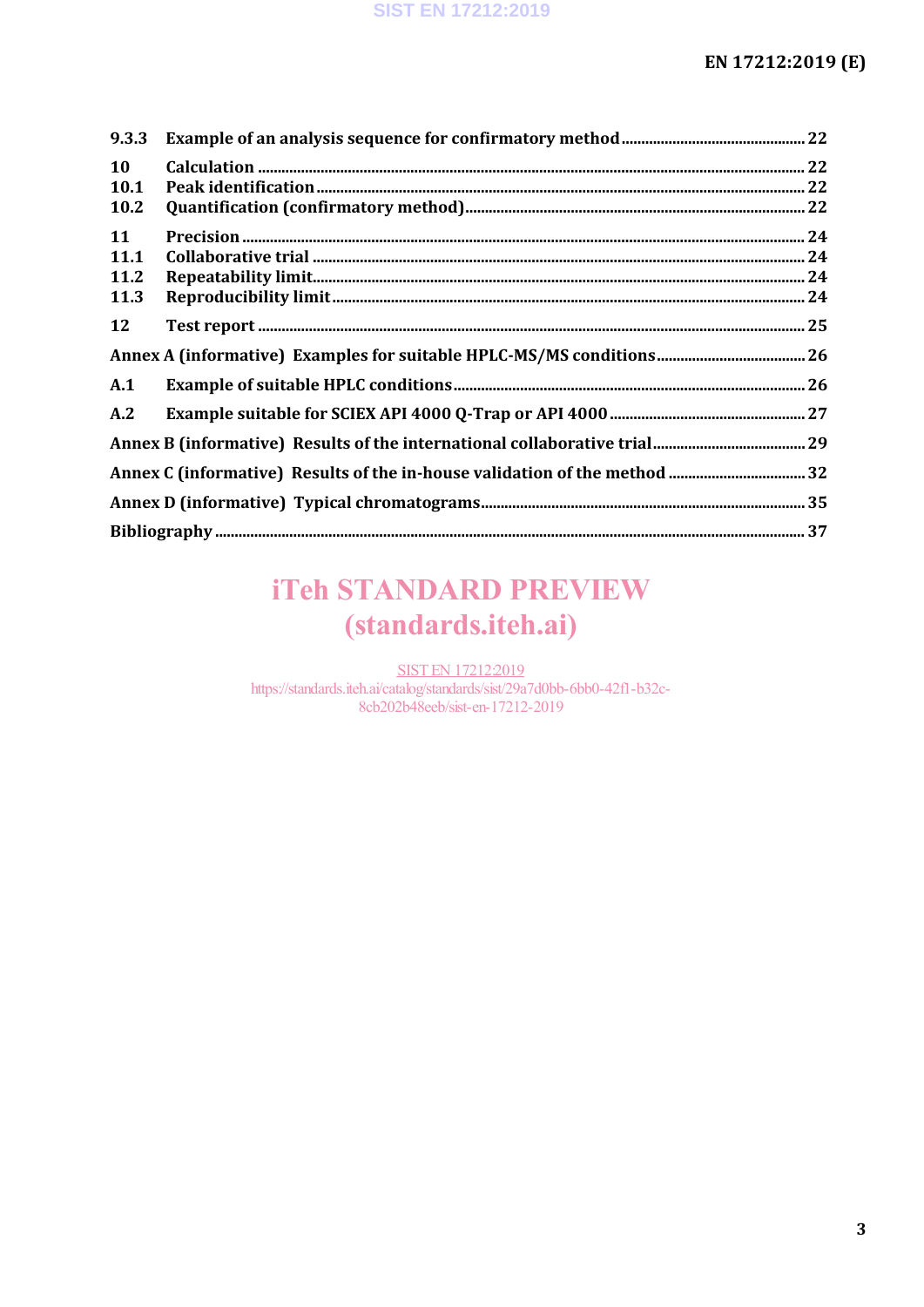9.3.3 Example of an analysis sequence for confirmatory method ... 22

10 Calculation ... 22

10.1 Peak identification ... 22

10.2 Quantification (confirmatory method) ... 22

11 Precision ... 24

11.1 Collaborative trial ... 24

11.2 Repeatability limit ... 24

11.3 Reproducibility limit ... 24

12 Test report ... 25

Annex A (informative) Examples for suitable HPLC-MS/MS conditions ... 26

A.1 Example of suitable HPLC conditions ... 26

A.2 Example suitable for SCIEX API 4000 Q-Trap or API 4000 ... 27

Annex B (informative) Results of the international collaborative trial ... 29

Annex C (informative) Results of the in-house validation of the method ... 32

Annex D (informative) Typical chromatograms ... 35

Bibliography ... 37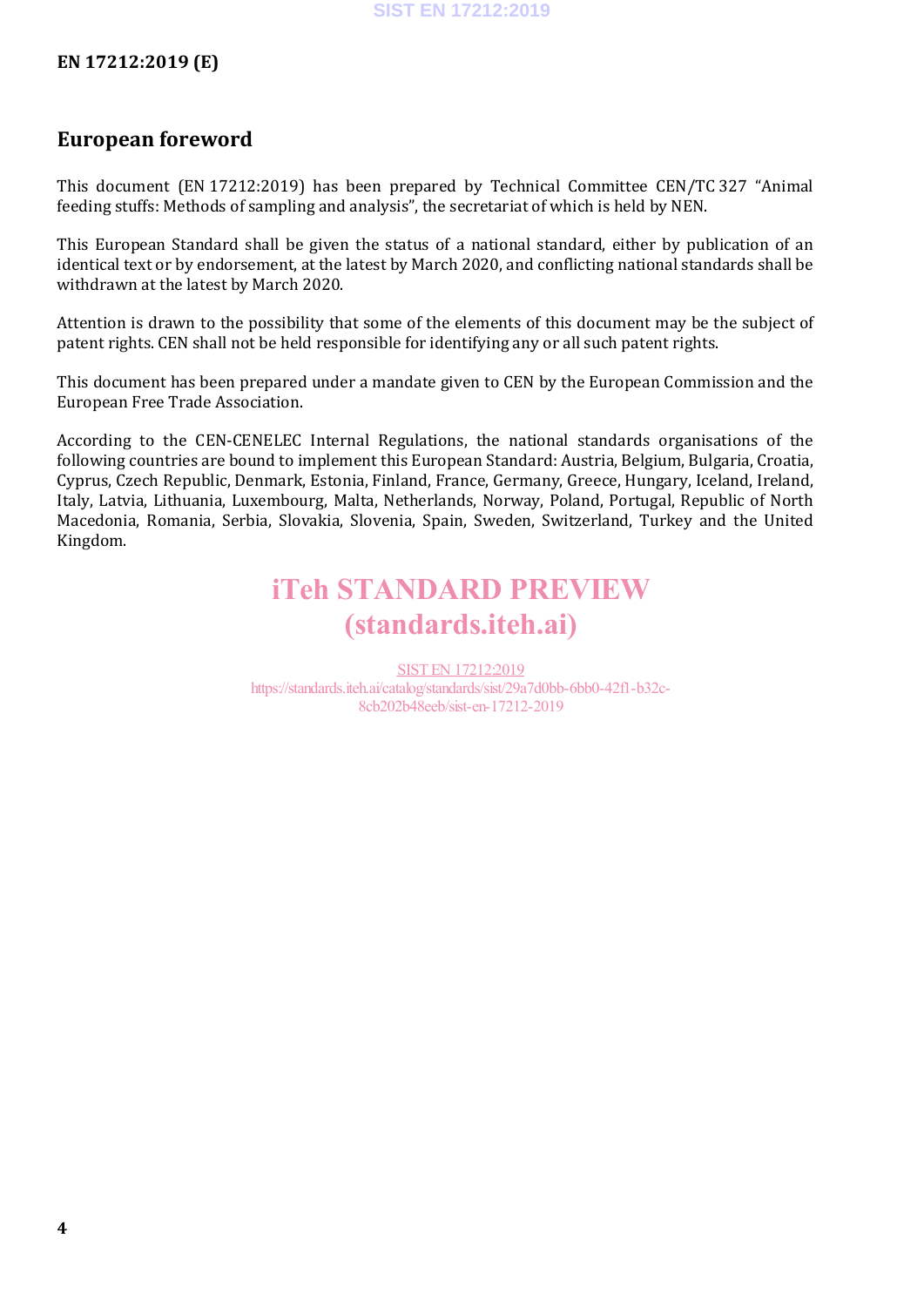## European foreword

This document (EN 17212:2019) has been prepared by Technical Committee CEN/TC 327 “Animal feeding stuffs: Methods of sampling and analysis”, the secretariat of which is held by NEN.

This European Standard shall be given the status of a national standard, either by publication of an identical text or by endorsement, at the latest by March 2020, and conflicting national standards shall be withdrawn at the latest by March 2020.

Attention is drawn to the possibility that some of the elements of this document may be the subject of patent rights. CEN shall not be held responsible for identifying any or all such patent rights.

This document has been prepared under a mandate given to CEN by the European Commission and the European Free Trade Association.

According to the CEN-CENELEC Internal Regulations, the national standards organisations of the following countries are bound to implement this European Standard: Austria, Belgium, Bulgaria, Croatia, Cyprus, Czech Republic, Denmark, Estonia, Finland, France, Germany, Greece, Hungary, Iceland, Ireland, Italy, Latvia, Lithuania, Luxembourg, Malta, Netherlands, Norway, Poland, Portugal, Republic of North Macedonia, Romania, Serbia, Slovakia, Slovenia, Spain, Sweden, Switzerland, Turkey and the United Kingdom.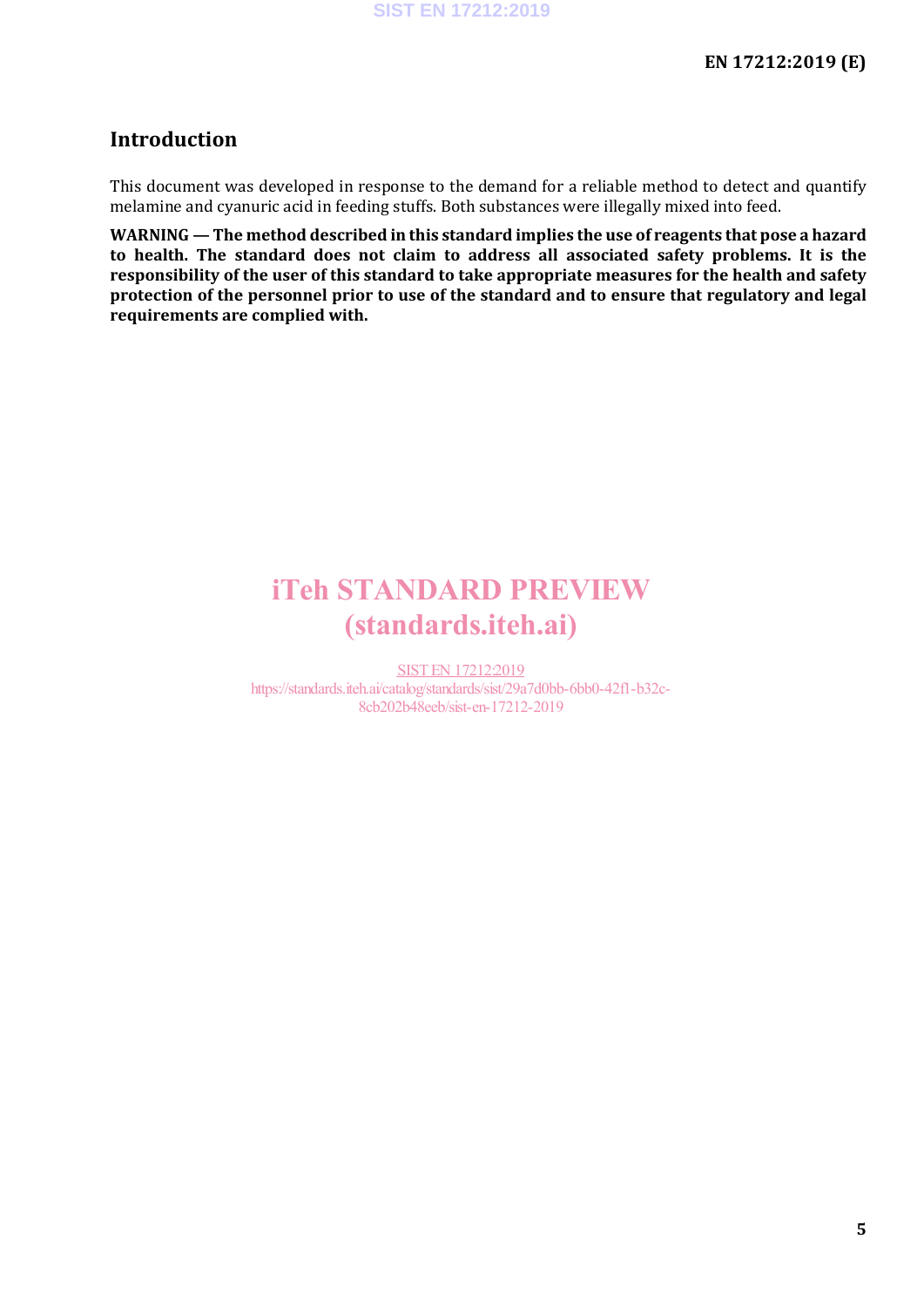## Introduction

This document was developed in response to the demand for a reliable method to detect and quantify melamine and cyanuric acid in feeding stuffs. Both substances were illegally mixed into feed.

**WARNING — The method described in this standard implies the use of reagents that pose a hazard to health. The standard does not claim to address all associated safety problems. It is the responsibility of the user of this standard to take appropriate measures for the health and safety protection of the personnel prior to use of the standard and to ensure that regulatory and legal requirements are complied with.**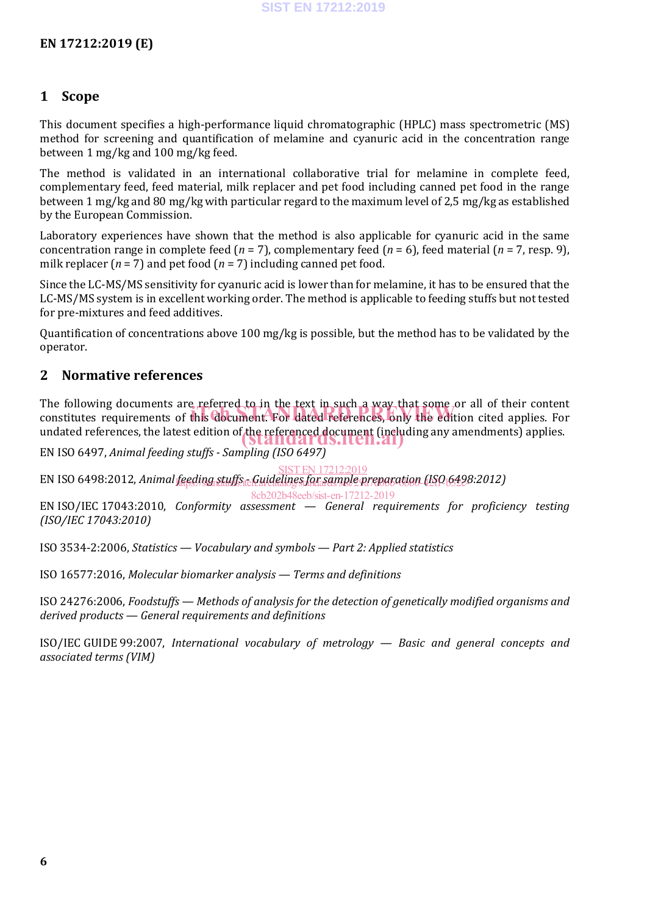## 1 Scope

This document specifies a high-performance liquid chromatographic (HPLC) mass spectrometric (MS) method for screening and quantification of melamine and cyanuric acid in the concentration range between 1 mg/kg and 100 mg/kg feed.

The method is validated in an international collaborative trial for melamine in complete feed, complementary feed, feed material, milk replacer and pet food including canned pet food in the range between 1 mg/kg and 80 mg/kg with particular regard to the maximum level of 2,5 mg/kg as established by the European Commission.

Laboratory experiences have shown that the method is also applicable for cyanuric acid in the same concentration range in complete feed ($n = 7$), complementary feed ($n = 6$), feed material ($n = 7$, resp. 9), milk replacer ($n = 7$) and pet food ($n = 7$) including canned pet food.

Since the LC-MS/MS sensitivity for cyanuric acid is lower than for melamine, it has to be ensured that the LC-MS/MS system is in excellent working order. The method is applicable to feeding stuffs but not tested for pre-mixtures and feed additives.

Quantification of concentrations above 100 mg/kg is possible, but the method has to be validated by the operator.

## 2 Normative references

The following documents are referred to in the text in such a way that some or all of their content constitutes requirements of this document. For dated references, only the edition cited applies. For undated references, the latest edition of the referenced document (including any amendments) applies.

EN ISO 6497, *Animal feeding stuffs - Sampling (ISO 6497)*

EN ISO 6498:2012, *Animal feeding stuffs - Guidelines for sample preparation (ISO 6498:2012)*

EN ISO/IEC 17043:2010, *Conformity assessment — General requirements for proficiency testing (ISO/IEC 17043:2010)*

ISO 3534-2:2006, *Statistics — Vocabulary and symbols — Part 2: Applied statistics*

ISO 16577:2016, *Molecular biomarker analysis — Terms and definitions*

ISO 24276:2006, *Foodstuffs — Methods of analysis for the detection of genetically modified organisms and derived products — General requirements and definitions*

ISO/IEC GUIDE 99:2007, *International vocabulary of metrology — Basic and general concepts and associated terms (VIM)*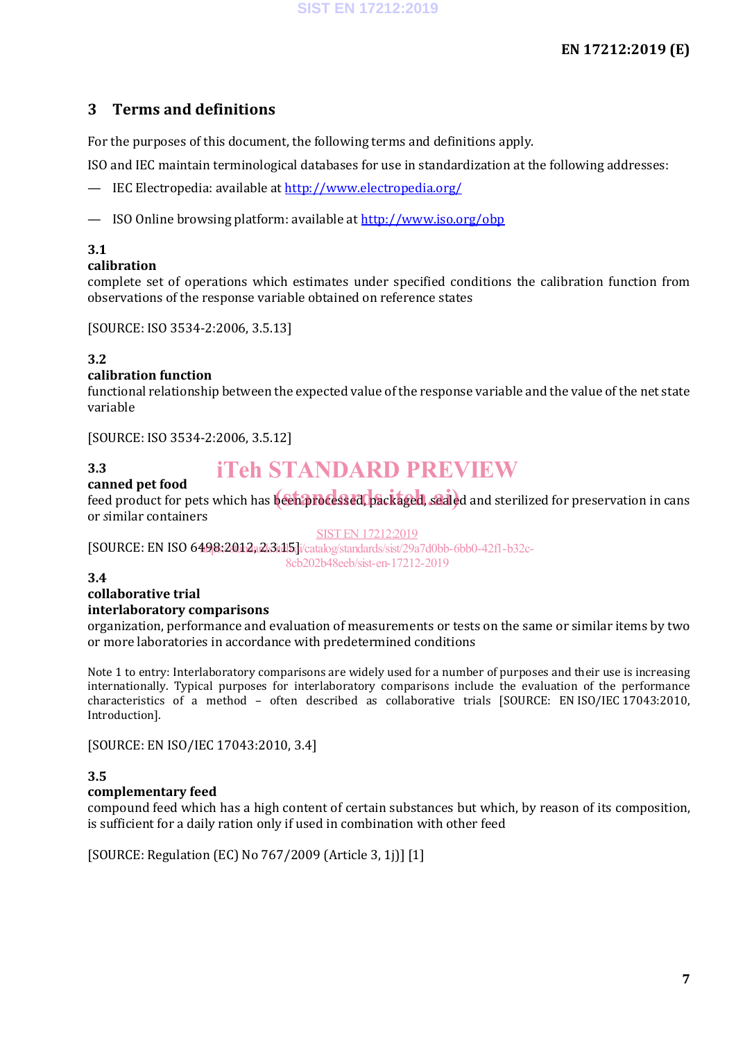## 3 Terms and definitions

For the purposes of this document, the following terms and definitions apply.

ISO and IEC maintain terminological databases for use in standardization at the following addresses:

— IEC Electropedia: available at http://www.electropedia.org/

— ISO Online browsing platform: available at http://www.iso.org/obp

**3.1**
**calibration**
complete set of operations which estimates under specified conditions the calibration function from observations of the response variable obtained on reference states

[SOURCE: ISO 3534-2:2006, 3.5.13]

**3.2**
**calibration function**
functional relationship between the expected value of the response variable and the value of the net state variable

[SOURCE: ISO 3534-2:2006, 3.5.12]

**3.3**
**canned pet food**
feed product for pets which has been processed, packaged, sealed and sterilized for preservation in cans or similar containers

[SOURCE: EN ISO 6498:2012, 2.3.15]

**3.4**
**collaborative trial**
**interlaboratory comparisons**
organization, performance and evaluation of measurements or tests on the same or similar items by two or more laboratories in accordance with predetermined conditions

Note 1 to entry: Interlaboratory comparisons are widely used for a number of purposes and their use is increasing internationally. Typical purposes for interlaboratory comparisons include the evaluation of the performance characteristics of a method – often described as collaborative trials [SOURCE: EN ISO/IEC 17043:2010, Introduction].

[SOURCE: EN ISO/IEC 17043:2010, 3.4]

**3.5**
**complementary feed**
compound feed which has a high content of certain substances but which, by reason of its composition, is sufficient for a daily ration only if used in combination with other feed

[SOURCE: Regulation (EC) No 767/2009 (Article 3, 1j)] [1]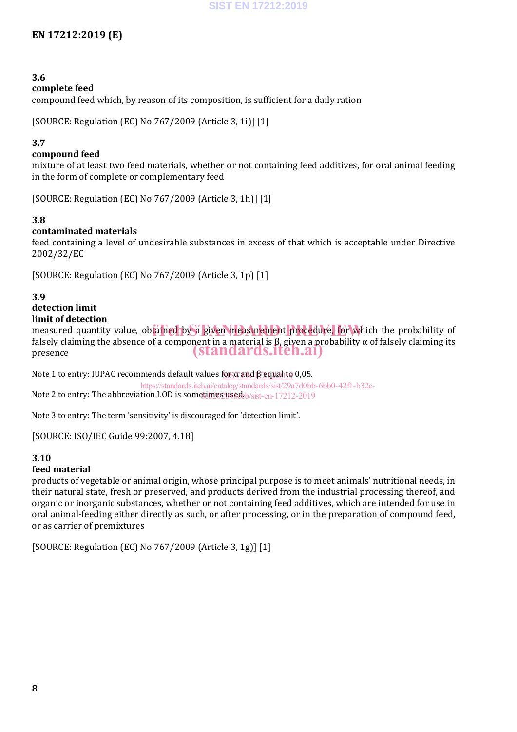**3.6**
**complete feed**
compound feed which, by reason of its composition, is sufficient for a daily ration

[SOURCE: Regulation (EC) No 767/2009 (Article 3, 1i)] [1]

**3.7**
**compound feed**
mixture of at least two feed materials, whether or not containing feed additives, for oral animal feeding in the form of complete or complementary feed

[SOURCE: Regulation (EC) No 767/2009 (Article 3, 1h)] [1]

**3.8**
**contaminated materials**
feed containing a level of undesirable substances in excess of that which is acceptable under Directive 2002/32/EC

[SOURCE: Regulation (EC) No 767/2009 (Article 3, 1p) [1]

**3.9**
**detection limit**
**limit of detection**
measured quantity value, obtained by a given measurement procedure, for which the probability of falsely claiming the absence of a component in a material is $\beta$, given a probability $\alpha$ of falsely claiming its presence

Note 1 to entry: IUPAC recommends default values for $\alpha$ and $\beta$ equal to 0,05.

Note 2 to entry: The abbreviation LOD is sometimes used.

Note 3 to entry: The term 'sensitivity' is discouraged for 'detection limit'.

[SOURCE: ISO/IEC Guide 99:2007, 4.18]

**3.10**
**feed material**
products of vegetable or animal origin, whose principal purpose is to meet animals' nutritional needs, in their natural state, fresh or preserved, and products derived from the industrial processing thereof, and organic or inorganic substances, whether or not containing feed additives, which are intended for use in oral animal-feeding either directly as such, or after processing, or in the preparation of compound feed, or as carrier of premixtures

[SOURCE: Regulation (EC) No 767/2009 (Article 3, 1g)] [1]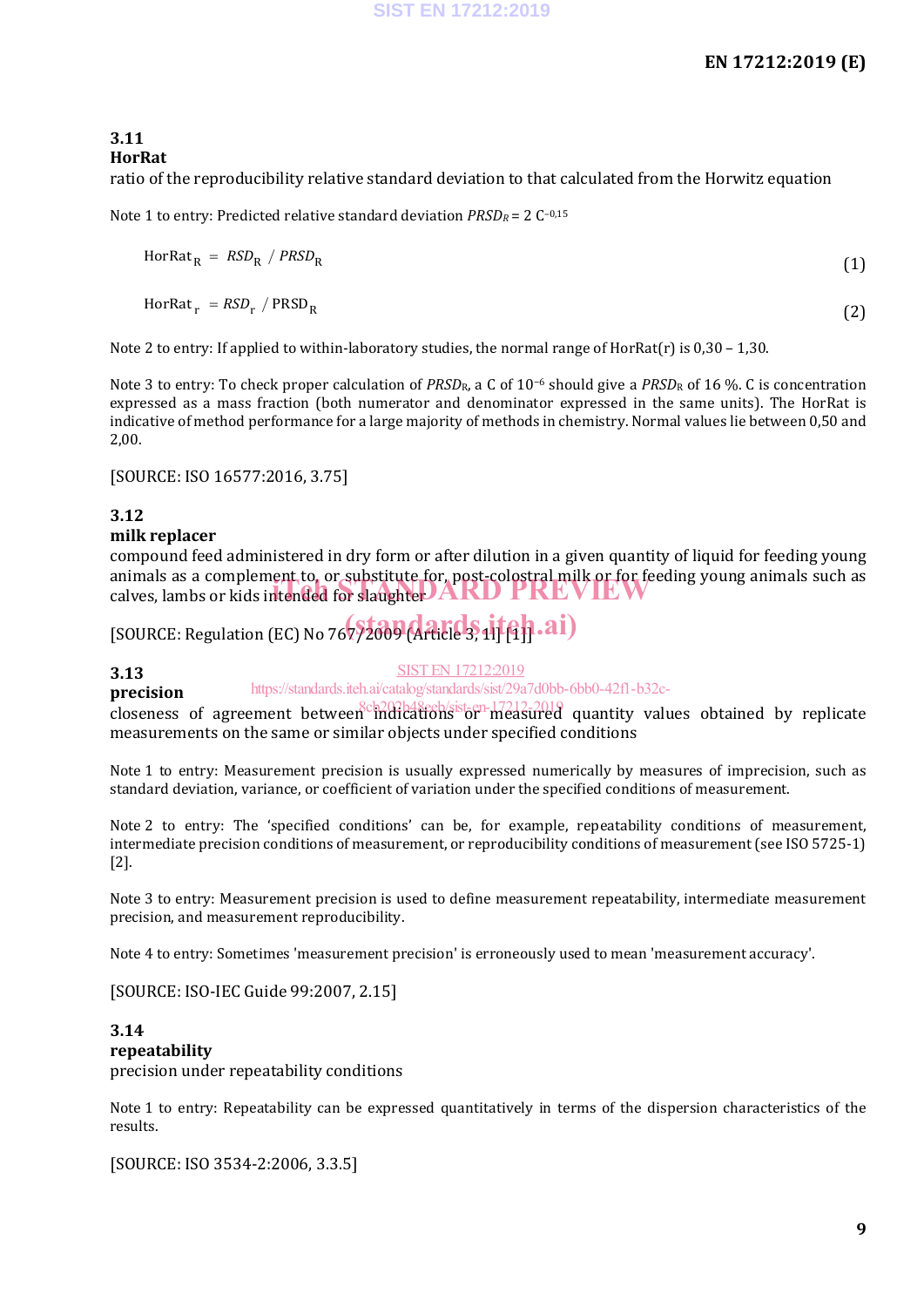### 3.11
**HorRat**

ratio of the reproducibility relative standard deviation to that calculated from the Horwitz equation

Note 1 to entry: Predicted relative standard deviation $PRSD_R = 2\ C^{-0,15}$

$$\text{HorRat}_R = RSD_R \ / \ PRSD_R \tag{1}$$

$$\text{HorRat}_r = RSD_r \ / \ \text{PRSD}_R \tag{2}$$

Note 2 to entry: If applied to within-laboratory studies, the normal range of HorRat(r) is 0,30 – 1,30.

Note 3 to entry: To check proper calculation of $PRSD_R$, a C of $10^{-6}$ should give a $PRSD_R$ of 16 %. C is concentration expressed as a mass fraction (both numerator and denominator expressed in the same units). The HorRat is indicative of method performance for a large majority of methods in chemistry. Normal values lie between 0,50 and 2,00.

[SOURCE: ISO 16577:2016, 3.75]

### 3.12
**milk replacer**

compound feed administered in dry form or after dilution in a given quantity of liquid for feeding young animals as a complement to, or substitute for, post-colostral milk or for feeding young animals such as calves, lambs or kids intended for slaughter

[SOURCE: Regulation (EC) No 767/2009 (Article 3, 1l) [1]]

### 3.13
**precision**

closeness of agreement between indications or measured quantity values obtained by replicate measurements on the same or similar objects under specified conditions

Note 1 to entry: Measurement precision is usually expressed numerically by measures of imprecision, such as standard deviation, variance, or coefficient of variation under the specified conditions of measurement.

Note 2 to entry: The 'specified conditions' can be, for example, repeatability conditions of measurement, intermediate precision conditions of measurement, or reproducibility conditions of measurement (see ISO 5725-1) [2].

Note 3 to entry: Measurement precision is used to define measurement repeatability, intermediate measurement precision, and measurement reproducibility.

Note 4 to entry: Sometimes 'measurement precision' is erroneously used to mean 'measurement accuracy'.

[SOURCE: ISO-IEC Guide 99:2007, 2.15]

### 3.14
**repeatability**

precision under repeatability conditions

Note 1 to entry: Repeatability can be expressed quantitatively in terms of the dispersion characteristics of the results.

[SOURCE: ISO 3534-2:2006, 3.3.5]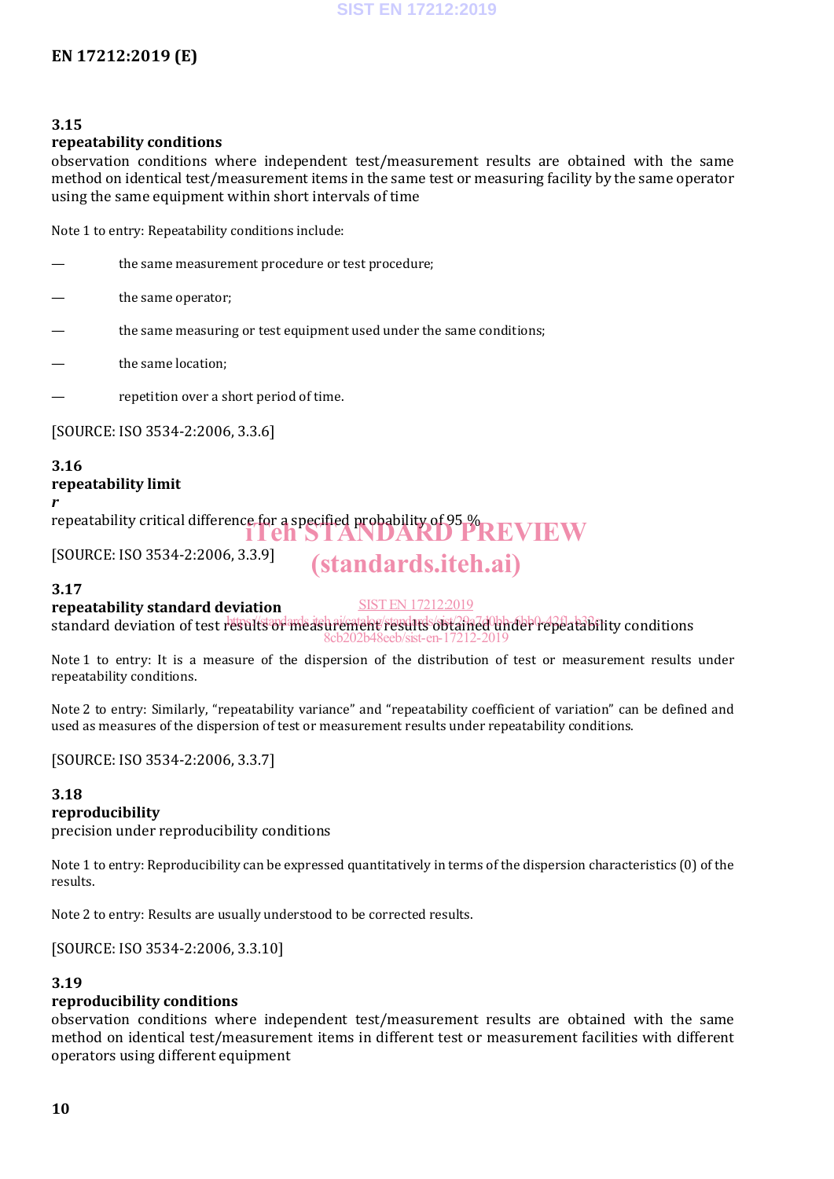### 3.15
**repeatability conditions**

observation conditions where independent test/measurement results are obtained with the same method on identical test/measurement items in the same test or measuring facility by the same operator using the same equipment within short intervals of time

Note 1 to entry: Repeatability conditions include:

— the same measurement procedure or test procedure;

— the same operator;

— the same measuring or test equipment used under the same conditions;

— the same location;

— repetition over a short period of time.

[SOURCE: ISO 3534-2:2006, 3.3.6]

### 3.16
**repeatability limit**

***r***

repeatability critical difference for a specified probability of 95 %

[SOURCE: ISO 3534-2:2006, 3.3.9]

### 3.17
**repeatability standard deviation**

standard deviation of test results or measurement results obtained under repeatability conditions

Note 1 to entry: It is a measure of the dispersion of the distribution of test or measurement results under repeatability conditions.

Note 2 to entry: Similarly, "repeatability variance" and "repeatability coefficient of variation" can be defined and used as measures of the dispersion of test or measurement results under repeatability conditions.

[SOURCE: ISO 3534-2:2006, 3.3.7]

### 3.18
**reproducibility**

precision under reproducibility conditions

Note 1 to entry: Reproducibility can be expressed quantitatively in terms of the dispersion characteristics (0) of the results.

Note 2 to entry: Results are usually understood to be corrected results.

[SOURCE: ISO 3534-2:2006, 3.3.10]

### 3.19
**reproducibility conditions**

observation conditions where independent test/measurement results are obtained with the same method on identical test/measurement items in different test or measurement facilities with different operators using different equipment